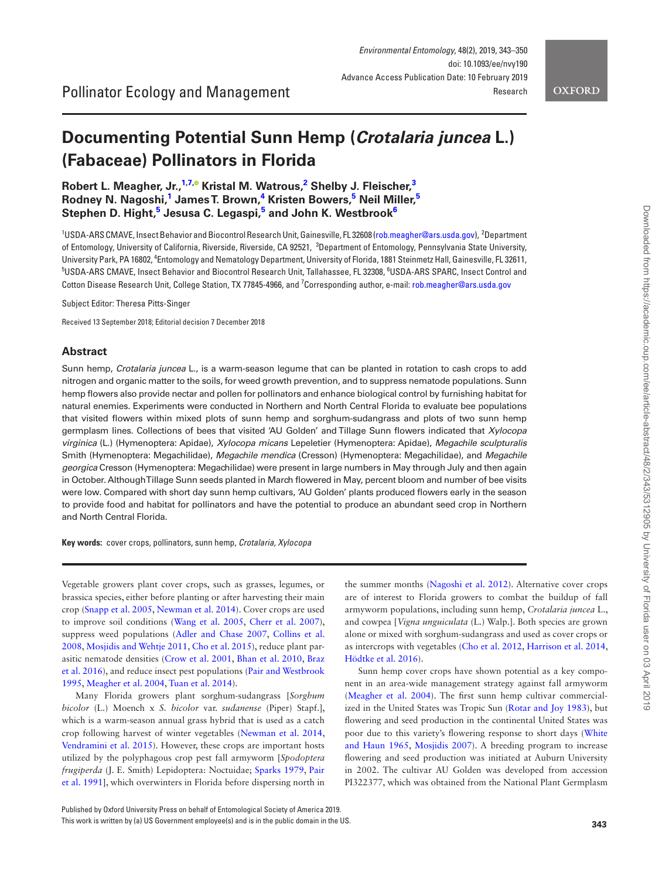Pollinator Ecology and Management

Research

# Documenting Potential Sunn Hemp (*Crotalaria juncea* L.) (Fabaceae) Pollinators in Florida

**Robert L. Meagher, Jr.,[1,7] Kristal M. Watrous,[2] Shelby J. Fleischer,[3] Rodney N. Nagoshi,[1] James T. Brown,[4] Kristen Bowers,[5] Neil Miller,[5] Stephen D. Hight,[5] Jesusa C. Legaspi,[5] and John K. Westbrook[6]**

[1]USDA-ARS CMAVE, Insect Behavior and Biocontrol Research Unit, Gainesville, FL 32608 (rob.meagher@ars.usda.gov), [2]Department of Entomology, University of California, Riverside, Riverside, CA 92521, [3]Department of Entomology, Pennsylvania State University, University Park, PA 16802, [4]Entomology and Nematology Department, University of Florida, 1881 Steinmetz Hall, Gainesville, FL 32611, [5]USDA-ARS CMAVE, Insect Behavior and Biocontrol Research Unit, Tallahassee, FL 32308, [6]USDA-ARS SPARC, Insect Control and Cotton Disease Research Unit, College Station, TX 77845-4966, and [7]Corresponding author, e-mail: rob.meagher@ars.usda.gov

Subject Editor: Theresa Pitts-Singer

Received 13 September 2018; Editorial decision 7 December 2018

## Abstract

Sunn hemp, *Crotalaria juncea* L., is a warm-season legume that can be planted in rotation to cash crops to add nitrogen and organic matter to the soils, for weed growth prevention, and to suppress nematode populations. Sunn hemp flowers also provide nectar and pollen for pollinators and enhance biological control by furnishing habitat for natural enemies. Experiments were conducted in Northern and North Central Florida to evaluate bee populations that visited flowers within mixed plots of sunn hemp and sorghum-sudangrass and plots of two sunn hemp germplasm lines. Collections of bees that visited 'AU Golden' and Tillage Sunn flowers indicated that *Xylocopa virginica* (L.) (Hymenoptera: Apidae), *Xylocopa micans* Lepeletier (Hymenoptera: Apidae), *Megachile sculpturalis* Smith (Hymenoptera: Megachilidae), *Megachile mendica* (Cresson) (Hymenoptera: Megachilidae), and *Megachile georgica* Cresson (Hymenoptera: Megachilidae) were present in large numbers in May through July and then again in October. Although Tillage Sunn seeds planted in March flowered in May, percent bloom and number of bee visits were low. Compared with short day sunn hemp cultivars, 'AU Golden' plants produced flowers early in the season to provide food and habitat for pollinators and have the potential to produce an abundant seed crop in Northern and North Central Florida.

**Key words:** cover crops, pollinators, sunn hemp, *Crotalaria*, *Xylocopa*

Vegetable growers plant cover crops, such as grasses, legumes, or brassica species, either before planting or after harvesting their main crop (Snapp et al. 2005, Newman et al. 2014). Cover crops are used to improve soil conditions (Wang et al. 2005, Cherr et al. 2007), suppress weed populations (Adler and Chase 2007, Collins et al. 2008, Mosjidis and Wehtje 2011, Cho et al. 2015), reduce plant parasitic nematode densities (Crow et al. 2001, Bhan et al. 2010, Braz et al. 2016), and reduce insect pest populations (Pair and Westbrook 1995, Meagher et al. 2004, Tuan et al. 2014).

Many Florida growers plant sorghum-sudangrass [*Sorghum bicolor* (L.) Moench x *S. bicolor* var. *sudanense* (Piper) Stapf.], which is a warm-season annual grass hybrid that is used as a catch crop following harvest of winter vegetables (Newman et al. 2014, Vendramini et al. 2015). However, these crops are important hosts utilized by the polyphagous crop pest fall armyworm [*Spodoptera frugiperda* (J. E. Smith) Lepidoptera: Noctuidae; Sparks 1979, Pair et al. 1991], which overwinters in Florida before dispersing north in the summer months (Nagoshi et al. 2012). Alternative cover crops are of interest to Florida growers to combat the buildup of fall armyworm populations, including sunn hemp, *Crotalaria juncea* L., and cowpea [*Vigna unguiculata* (L.) Walp.]. Both species are grown alone or mixed with sorghum-sudangrass and used as cover crops or as intercrops with vegetables (Cho et al. 2012, Harrison et al. 2014, Hödtke et al. 2016).

Sunn hemp cover crops have shown potential as a key component in an area-wide management strategy against fall armyworm (Meagher et al. 2004). The first sunn hemp cultivar commercialized in the United States was Tropic Sun (Rotar and Joy 1983), but flowering and seed production in the continental United States was poor due to this variety's flowering response to short days (White and Haun 1965, Mosjidis 2007). A breeding program to increase flowering and seed production was initiated at Auburn University in 2002. The cultivar AU Golden was developed from accession PI322377, which was obtained from the National Plant Germplasm

Published by Oxford University Press on behalf of Entomological Society of America 2019.
This work is written by (a) US Government employee(s) and is in the public domain in the US.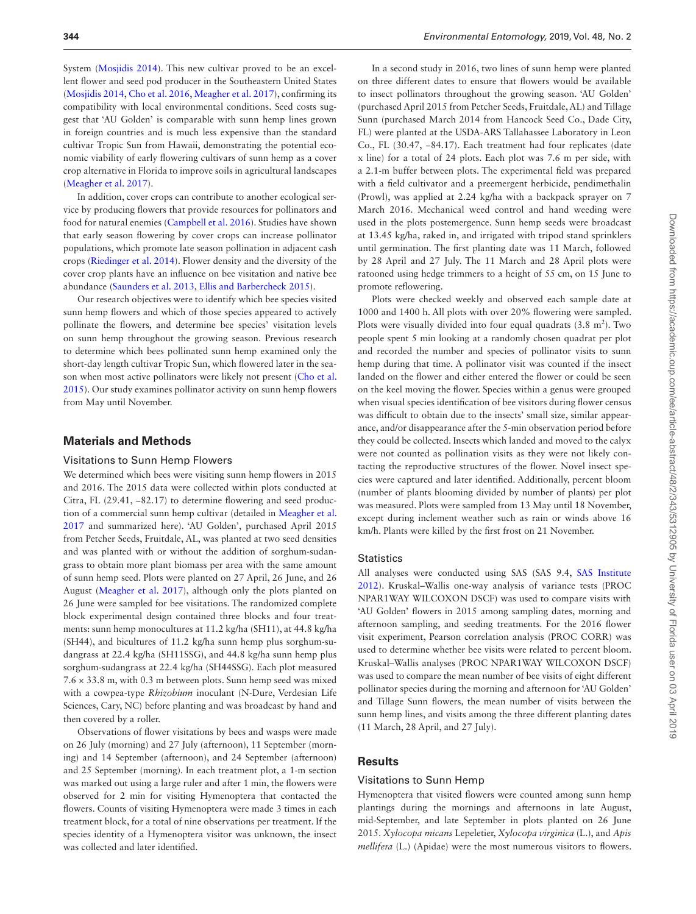System (Mosjidis 2014). This new cultivar proved to be an excellent flower and seed pod producer in the Southeastern United States (Mosjidis 2014, Cho et al. 2016, Meagher et al. 2017), confirming its compatibility with local environmental conditions. Seed costs suggest that 'AU Golden' is comparable with sunn hemp lines grown in foreign countries and is much less expensive than the standard cultivar Tropic Sun from Hawaii, demonstrating the potential economic viability of early flowering cultivars of sunn hemp as a cover crop alternative in Florida to improve soils in agricultural landscapes (Meagher et al. 2017).

In addition, cover crops can contribute to another ecological service by producing flowers that provide resources for pollinators and food for natural enemies (Campbell et al. 2016). Studies have shown that early season flowering by cover crops can increase pollinator populations, which promote late season pollination in adjacent cash crops (Riedinger et al. 2014). Flower density and the diversity of the cover crop plants have an influence on bee visitation and native bee abundance (Saunders et al. 2013, Ellis and Barbercheck 2015).

Our research objectives were to identify which bee species visited sunn hemp flowers and which of those species appeared to actively pollinate the flowers, and determine bee species' visitation levels on sunn hemp throughout the growing season. Previous research to determine which bees pollinated sunn hemp examined only the short-day length cultivar Tropic Sun, which flowered later in the season when most active pollinators were likely not present (Cho et al. 2015). Our study examines pollinator activity on sunn hemp flowers from May until November.

## Materials and Methods

### Visitations to Sunn Hemp Flowers

We determined which bees were visiting sunn hemp flowers in 2015 and 2016. The 2015 data were collected within plots conducted at Citra, FL (29.41, −82.17) to determine flowering and seed production of a commercial sunn hemp cultivar (detailed in Meagher et al. 2017 and summarized here). 'AU Golden', purchased April 2015 from Petcher Seeds, Fruitdale, AL, was planted at two seed densities and was planted with or without the addition of sorghum-sudangrass to obtain more plant biomass per area with the same amount of sunn hemp seed. Plots were planted on 27 April, 26 June, and 26 August (Meagher et al. 2017), although only the plots planted on 26 June were sampled for bee visitations. The randomized complete block experimental design contained three blocks and four treatments: sunn hemp monocultures at 11.2 kg/ha (SH11), at 44.8 kg/ha (SH44), and bicultures of 11.2 kg/ha sunn hemp plus sorghum-sudangrass at 22.4 kg/ha (SH11SSG), and 44.8 kg/ha sunn hemp plus sorghum-sudangrass at 22.4 kg/ha (SH44SSG). Each plot measured 7.6 × 33.8 m, with 0.3 m between plots. Sunn hemp seed was mixed with a cowpea-type *Rhizobium* inoculant (N-Dure, Verdesian Life Sciences, Cary, NC) before planting and was broadcast by hand and then covered by a roller.

Observations of flower visitations by bees and wasps were made on 26 July (morning) and 27 July (afternoon), 11 September (morning) and 14 September (afternoon), and 24 September (afternoon) and 25 September (morning). In each treatment plot, a 1-m section was marked out using a large ruler and after 1 min, the flowers were observed for 2 min for visiting Hymenoptera that contacted the flowers. Counts of visiting Hymenoptera were made 3 times in each treatment block, for a total of nine observations per treatment. If the species identity of a Hymenoptera visitor was unknown, the insect was collected and later identified.

In a second study in 2016, two lines of sunn hemp were planted on three different dates to ensure that flowers would be available to insect pollinators throughout the growing season. 'AU Golden' (purchased April 2015 from Petcher Seeds, Fruitdale, AL) and Tillage Sunn (purchased March 2014 from Hancock Seed Co., Dade City, FL) were planted at the USDA-ARS Tallahassee Laboratory in Leon Co., FL (30.47, −84.17). Each treatment had four replicates (date x line) for a total of 24 plots. Each plot was 7.6 m per side, with a 2.1-m buffer between plots. The experimental field was prepared with a field cultivator and a preemergent herbicide, pendimethalin (Prowl), was applied at 2.24 kg/ha with a backpack sprayer on 7 March 2016. Mechanical weed control and hand weeding were used in the plots postemergence. Sunn hemp seeds were broadcast at 13.45 kg/ha, raked in, and irrigated with tripod stand sprinklers until germination. The first planting date was 11 March, followed by 28 April and 27 July. The 11 March and 28 April plots were ratooned using hedge trimmers to a height of 55 cm, on 15 June to promote reflowering.

Plots were checked weekly and observed each sample date at 1000 and 1400 h. All plots with over 20% flowering were sampled. Plots were visually divided into four equal quadrats (3.8 m$^2$). Two people spent 5 min looking at a randomly chosen quadrat per plot and recorded the number and species of pollinator visits to sunn hemp during that time. A pollinator visit was counted if the insect landed on the flower and either entered the flower or could be seen on the keel moving the flower. Species within a genus were grouped when visual species identification of bee visitors during flower census was difficult to obtain due to the insects' small size, similar appearance, and/or disappearance after the 5-min observation period before they could be collected. Insects which landed and moved to the calyx were not counted as pollination visits as they were not likely contacting the reproductive structures of the flower. Novel insect species were captured and later identified. Additionally, percent bloom (number of plants blooming divided by number of plants) per plot was measured. Plots were sampled from 13 May until 18 November, except during inclement weather such as rain or winds above 16 km/h. Plants were killed by the first frost on 21 November.

### Statistics

All analyses were conducted using SAS (SAS 9.4, SAS Institute 2012). Kruskal–Wallis one-way analysis of variance tests (PROC NPAR1WAY WILCOXON DSCF) was used to compare visits with 'AU Golden' flowers in 2015 among sampling dates, morning and afternoon sampling, and seeding treatments. For the 2016 flower visit experiment, Pearson correlation analysis (PROC CORR) was used to determine whether bee visits were related to percent bloom. Kruskal–Wallis analyses (PROC NPAR1WAY WILCOXON DSCF) was used to compare the mean number of bee visits of eight different pollinator species during the morning and afternoon for 'AU Golden' and Tillage Sunn flowers, the mean number of visits between the sunn hemp lines, and visits among the three different planting dates (11 March, 28 April, and 27 July).

## Results

### Visitations to Sunn Hemp

Hymenoptera that visited flowers were counted among sunn hemp plantings during the mornings and afternoons in late August, mid-September, and late September in plots planted on 26 June 2015. *Xylocopa micans* Lepeletier, *Xylocopa virginica* (L.), and *Apis mellifera* (L.) (Apidae) were the most numerous visitors to flowers.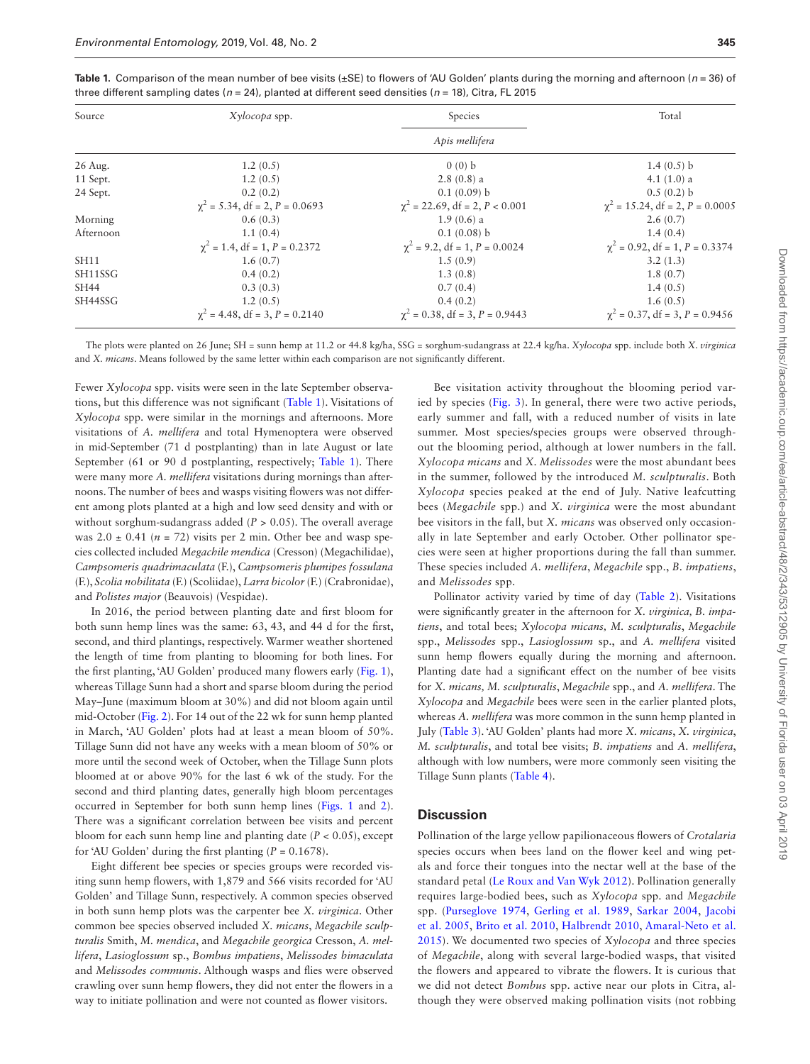**Table 1.** Comparison of the mean number of bee visits (±SE) to flowers of 'AU Golden' plants during the morning and afternoon ($n$ = 36) of three different sampling dates ($n$ = 24), planted at different seed densities ($n$ = 18), Citra, FL 2015

| Source | *Xylocopa* spp. | Species | Total |
|---|---|---|---|
| | | *Apis mellifera* | |
| 26 Aug. | 1.2 (0.5) | 0 (0) b | 1.4 (0.5) b |
| 11 Sept. | 1.2 (0.5) | 2.8 (0.8) a | 4.1 (1.0) a |
| 24 Sept. | 0.2 (0.2) | 0.1 (0.09) b | 0.5 (0.2) b |
| | $\chi^2$ = 5.34, df = 2, $P$ = 0.0693 | $\chi^2$ = 22.69, df = 2, $P$ < 0.001 | $\chi^2$ = 15.24, df = 2, $P$ = 0.0005 |
| Morning | 0.6 (0.3) | 1.9 (0.6) a | 2.6 (0.7) |
| Afternoon | 1.1 (0.4) | 0.1 (0.08) b | 1.4 (0.4) |
| | $\chi^2$ = 1.4, df = 1, $P$ = 0.2372 | $\chi^2$ = 9.2, df = 1, $P$ = 0.0024 | $\chi^2$ = 0.92, df = 1, $P$ = 0.3374 |
| SH11 | 1.6 (0.7) | 1.5 (0.9) | 3.2 (1.3) |
| SH11SSG | 0.4 (0.2) | 1.3 (0.8) | 1.8 (0.7) |
| SH44 | 0.3 (0.3) | 0.7 (0.4) | 1.4 (0.5) |
| SH44SSG | 1.2 (0.5) | 0.4 (0.2) | 1.6 (0.5) |
| | $\chi^2$ = 4.48, df = 3, $P$ = 0.2140 | $\chi^2$ = 0.38, df = 3, $P$ = 0.9443 | $\chi^2$ = 0.37, df = 3, $P$ = 0.9456 |

The plots were planted on 26 June; SH = sunn hemp at 11.2 or 44.8 kg/ha, SSG = sorghum-sudangrass at 22.4 kg/ha. *Xylocopa* spp. include both *X. virginica* and *X. micans*. Means followed by the same letter within each comparison are not significantly different.

Fewer *Xylocopa* spp. visits were seen in the late September observations, but this difference was not significant (Table 1). Visitations of *Xylocopa* spp. were similar in the mornings and afternoons. More visitations of *A. mellifera* and total Hymenoptera were observed in mid-September (71 d postplanting) than in late August or late September (61 or 90 d postplanting, respectively; Table 1). There were many more *A. mellifera* visitations during mornings than afternoons. The number of bees and wasps visiting flowers was not different among plots planted at a high and low seed density and with or without sorghum-sudangrass added ($P$ > 0.05). The overall average was 2.0 ± 0.41 ($n$ = 72) visits per 2 min. Other bee and wasp species collected included *Megachile mendica* (Cresson) (Megachilidae), *Campsomeris quadrimaculata* (F.), *Campsomeris plumipes fossulana* (F.), *Scolia nobilitata* (F.) (Scoliidae), *Larra bicolor* (F.) (Crabronidae), and *Polistes major* (Beauvois) (Vespidae).

In 2016, the period between planting date and first bloom for both sunn hemp lines was the same: 63, 43, and 44 d for the first, second, and third plantings, respectively. Warmer weather shortened the length of time from planting to blooming for both lines. For the first planting, 'AU Golden' produced many flowers early (Fig. 1), whereas Tillage Sunn had a short and sparse bloom during the period May–June (maximum bloom at 30%) and did not bloom again until mid-October (Fig. 2). For 14 out of the 22 wk for sunn hemp planted in March, 'AU Golden' plots had at least a mean bloom of 50%. Tillage Sunn did not have any weeks with a mean bloom of 50% or more until the second week of October, when the Tillage Sunn plots bloomed at or above 90% for the last 6 wk of the study. For the second and third planting dates, generally high bloom percentages occurred in September for both sunn hemp lines (Figs. 1 and 2). There was a significant correlation between bee visits and percent bloom for each sunn hemp line and planting date ($P$ < 0.05), except for 'AU Golden' during the first planting ($P$ = 0.1678).

Eight different bee species or species groups were recorded visiting sunn hemp flowers, with 1,879 and 566 visits recorded for 'AU Golden' and Tillage Sunn, respectively. A common species observed in both sunn hemp plots was the carpenter bee *X. virginica*. Other common bee species observed included *X. micans*, *Megachile sculpturalis* Smith, *M. mendica*, and *Megachile georgica* Cresson, *A. mellifera*, *Lasioglossum* sp., *Bombus impatiens*, *Melissodes bimaculata* and *Melissodes communis*. Although wasps and flies were observed crawling over sunn hemp flowers, they did not enter the flowers in a way to initiate pollination and were not counted as flower visitors.

Bee visitation activity throughout the blooming period varied by species (Fig. 3). In general, there were two active periods, early summer and fall, with a reduced number of visits in late summer. Most species/species groups were observed throughout the blooming period, although at lower numbers in the fall. *Xylocopa micans* and *X. Melissodes* were the most abundant bees in the summer, followed by the introduced *M. sculpturalis*. Both *Xylocopa* species peaked at the end of July. Native leafcutting bees (*Megachile* spp.) and *X. virginica* were the most abundant bee visitors in the fall, but *X. micans* was observed only occasionally in late September and early October. Other pollinator species were seen at higher proportions during the fall than summer. These species included *A. mellifera*, *Megachile* spp., *B. impatiens*, and *Melissodes* spp.

Pollinator activity varied by time of day (Table 2). Visitations were significantly greater in the afternoon for *X. virginica, B. impatiens*, and total bees; *Xylocopa micans, M. sculpturalis*, *Megachile* spp., *Melissodes* spp., *Lasioglossum* sp., and *A. mellifera* visited sunn hemp flowers equally during the morning and afternoon. Planting date had a significant effect on the number of bee visits for *X. micans, M. sculpturalis*, *Megachile* spp., and *A. mellifera*. The *Xylocopa* and *Megachile* bees were seen in the earlier planted plots, whereas *A. mellifera* was more common in the sunn hemp planted in July (Table 3). 'AU Golden' plants had more *X. micans*, *X. virginica*, *M. sculpturalis*, and total bee visits; *B. impatiens* and *A. mellifera*, although with low numbers, were more commonly seen visiting the Tillage Sunn plants (Table 4).

## Discussion

Pollination of the large yellow papilionaceous flowers of *Crotalaria* species occurs when bees land on the flower keel and wing petals and force their tongues into the nectar well at the base of the standard petal (Le Roux and Van Wyk 2012). Pollination generally requires large-bodied bees, such as *Xylocopa* spp. and *Megachile* spp. (Purseglove 1974, Gerling et al. 1989, Sarkar 2004, Jacobi et al. 2005, Brito et al. 2010, Halbrendt 2010, Amaral-Neto et al. 2015). We documented two species of *Xylocopa* and three species of *Megachile*, along with several large-bodied wasps, that visited the flowers and appeared to vibrate the flowers. It is curious that we did not detect *Bombus* spp. active near our plots in Citra, although they were observed making pollination visits (not robbing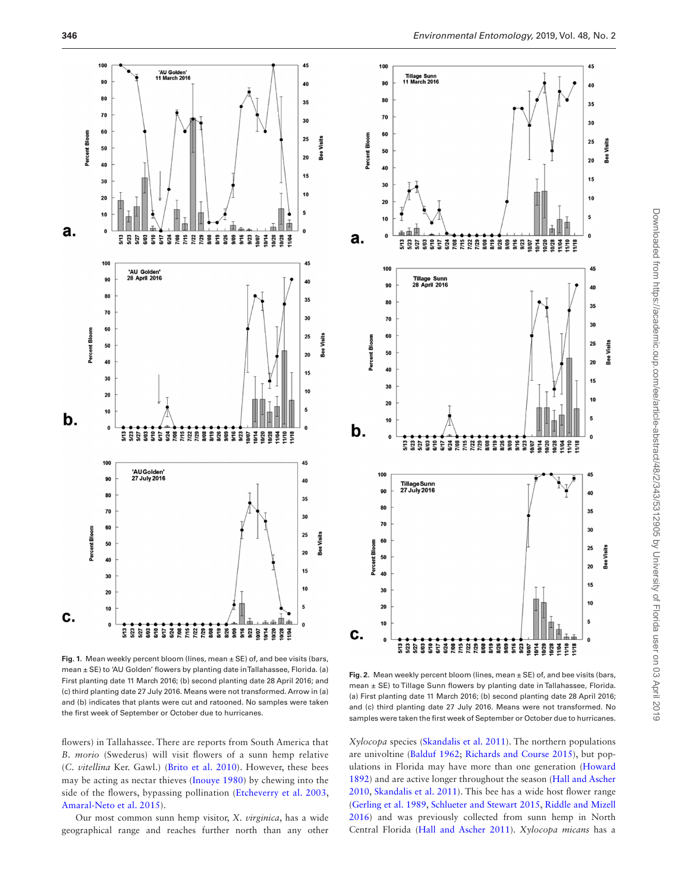**Fig. 1.** Mean weekly percent bloom (lines, mean ± SE) of, and bee visits (bars, mean ± SE) to 'AU Golden' flowers by planting date in Tallahassee, Florida. (a) First planting date 11 March 2016; (b) second planting date 28 April 2016; and (c) third planting date 27 July 2016. Means were not transformed. Arrow in (a) and (b) indicates that plants were cut and ratooned. No samples were taken the first week of September or October due to hurricanes.

**Fig. 2.** Mean weekly percent bloom (lines, mean ± SE) of, and bee visits (bars, mean ± SE) to Tillage Sunn flowers by planting date in Tallahassee, Florida. (a) First planting date 11 March 2016; (b) second planting date 28 April 2016; and (c) third planting date 27 July 2016. Means were not transformed. No samples were taken the first week of September or October due to hurricanes.

flowers) in Tallahassee. There are reports from South America that *B. morio* (Swederus) will visit flowers of a sunn hemp relative (*C. vitellina* Ker. Gawl.) (Brito et al. 2010). However, these bees may be acting as nectar thieves (Inouye 1980) by chewing into the side of the flowers, bypassing pollination (Etcheverry et al. 2003, Amaral-Neto et al. 2015).

Our most common sunn hemp visitor, *X. virginica*, has a wide geographical range and reaches further north than any other *Xylocopa* species (Skandalis et al. 2011). The northern populations are univoltine (Balduf 1962; Richards and Course 2015), but populations in Florida may have more than one generation (Howard 1892) and are active longer throughout the season (Hall and Ascher 2010, Skandalis et al. 2011). This bee has a wide host flower range (Gerling et al. 1989, Schlueter and Stewart 2015, Riddle and Mizell 2016) and was previously collected from sunn hemp in North Central Florida (Hall and Ascher 2011). *Xylocopa micans* has a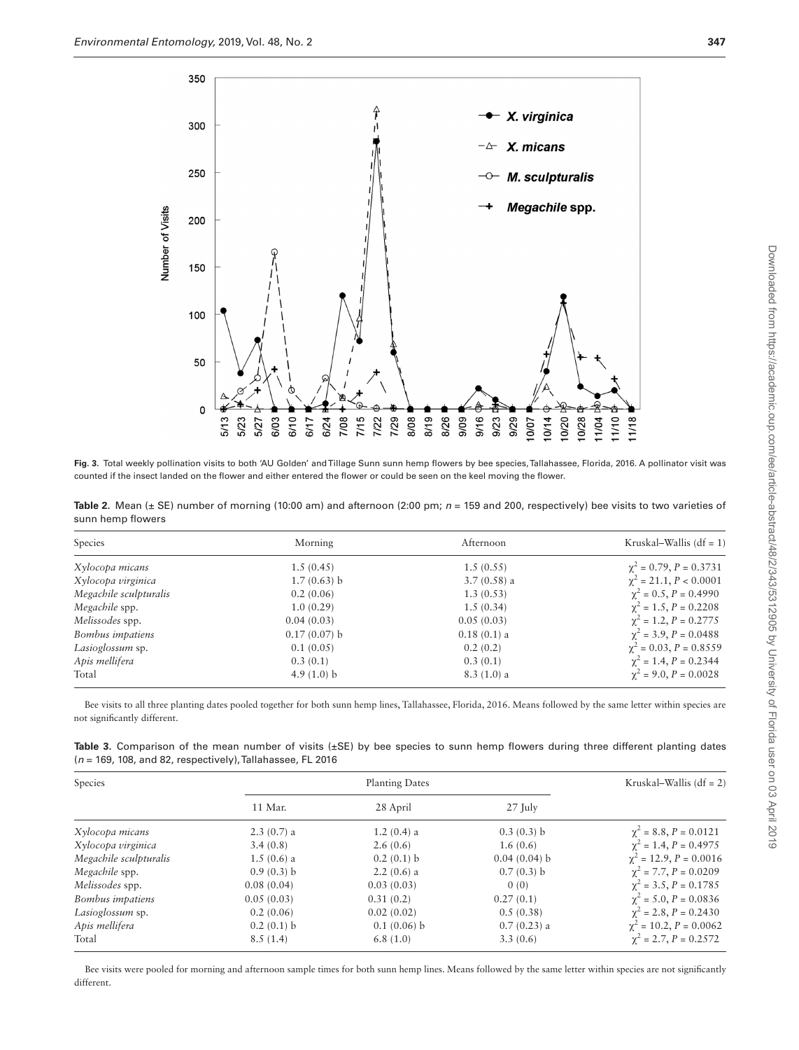**Fig. 3.** Total weekly pollination visits to both 'AU Golden' and Tillage Sunn sunn hemp flowers by bee species, Tallahassee, Florida, 2016. A pollinator visit was counted if the insect landed on the flower and either entered the flower or could be seen on the keel moving the flower.

**Table 2.** Mean (± SE) number of morning (10:00 am) and afternoon (2:00 pm; $n$ = 159 and 200, respectively) bee visits to two varieties of sunn hemp flowers

| Species | Morning | Afternoon | Kruskal–Wallis (df = 1) |
|---|---|---|---|
| *Xylocopa micans* | 1.5 (0.45) | 1.5 (0.55) | $\chi^2 = 0.79$, $P = 0.3731$ |
| *Xylocopa virginica* | 1.7 (0.63) b | 3.7 (0.58) a | $\chi^2 = 21.1$, $P < 0.0001$ |
| *Megachile sculpturalis* | 0.2 (0.06) | 1.3 (0.53) | $\chi^2 = 0.5$, $P = 0.4990$ |
| *Megachile* spp. | 1.0 (0.29) | 1.5 (0.34) | $\chi^2 = 1.5$, $P = 0.2208$ |
| *Melissodes* spp. | 0.04 (0.03) | 0.05 (0.03) | $\chi^2 = 1.2$, $P = 0.2775$ |
| *Bombus impatiens* | 0.17 (0.07) b | 0.18 (0.1) a | $\chi^2 = 3.9$, $P = 0.0488$ |
| *Lasioglossum* sp. | 0.1 (0.05) | 0.2 (0.2) | $\chi^2 = 0.03$, $P = 0.8559$ |
| *Apis mellifera* | 0.3 (0.1) | 0.3 (0.1) | $\chi^2 = 1.4$, $P = 0.2344$ |
| Total | 4.9 (1.0) b | 8.3 (1.0) a | $\chi^2 = 9.0$, $P = 0.0028$ |

Bee visits to all three planting dates pooled together for both sunn hemp lines, Tallahassee, Florida, 2016. Means followed by the same letter within species are not significantly different.

**Table 3.** Comparison of the mean number of visits (±SE) by bee species to sunn hemp flowers during three different planting dates ($n$ = 169, 108, and 82, respectively), Tallahassee, FL 2016

| Species | Planting Dates | | | Kruskal–Wallis (df = 2) |
|---|---|---|---|---|
| | 11 Mar. | 28 April | 27 July | |
| *Xylocopa micans* | 2.3 (0.7) a | 1.2 (0.4) a | 0.3 (0.3) b | $\chi^2 = 8.8$, $P = 0.0121$ |
| *Xylocopa virginica* | 3.4 (0.8) | 2.6 (0.6) | 1.6 (0.6) | $\chi^2 = 1.4$, $P = 0.4975$ |
| *Megachile sculpturalis* | 1.5 (0.6) a | 0.2 (0.1) b | 0.04 (0.04) b | $\chi^2 = 12.9$, $P = 0.0016$ |
| *Megachile* spp. | 0.9 (0.3) b | 2.2 (0.6) a | 0.7 (0.3) b | $\chi^2 = 7.7$, $P = 0.0209$ |
| *Melissodes* spp. | 0.08 (0.04) | 0.03 (0.03) | 0 (0) | $\chi^2 = 3.5$, $P = 0.1785$ |
| *Bombus impatiens* | 0.05 (0.03) | 0.31 (0.2) | 0.27 (0.1) | $\chi^2 = 5.0$, $P = 0.0836$ |
| *Lasioglossum* sp. | 0.2 (0.06) | 0.02 (0.02) | 0.5 (0.38) | $\chi^2 = 2.8$, $P = 0.2430$ |
| *Apis mellifera* | 0.2 (0.1) b | 0.1 (0.06) b | 0.7 (0.23) a | $\chi^2 = 10.2$, $P = 0.0062$ |
| Total | 8.5 (1.4) | 6.8 (1.0) | 3.3 (0.6) | $\chi^2 = 2.7$, $P = 0.2572$ |

Bee visits were pooled for morning and afternoon sample times for both sunn hemp lines. Means followed by the same letter within species are not significantly different.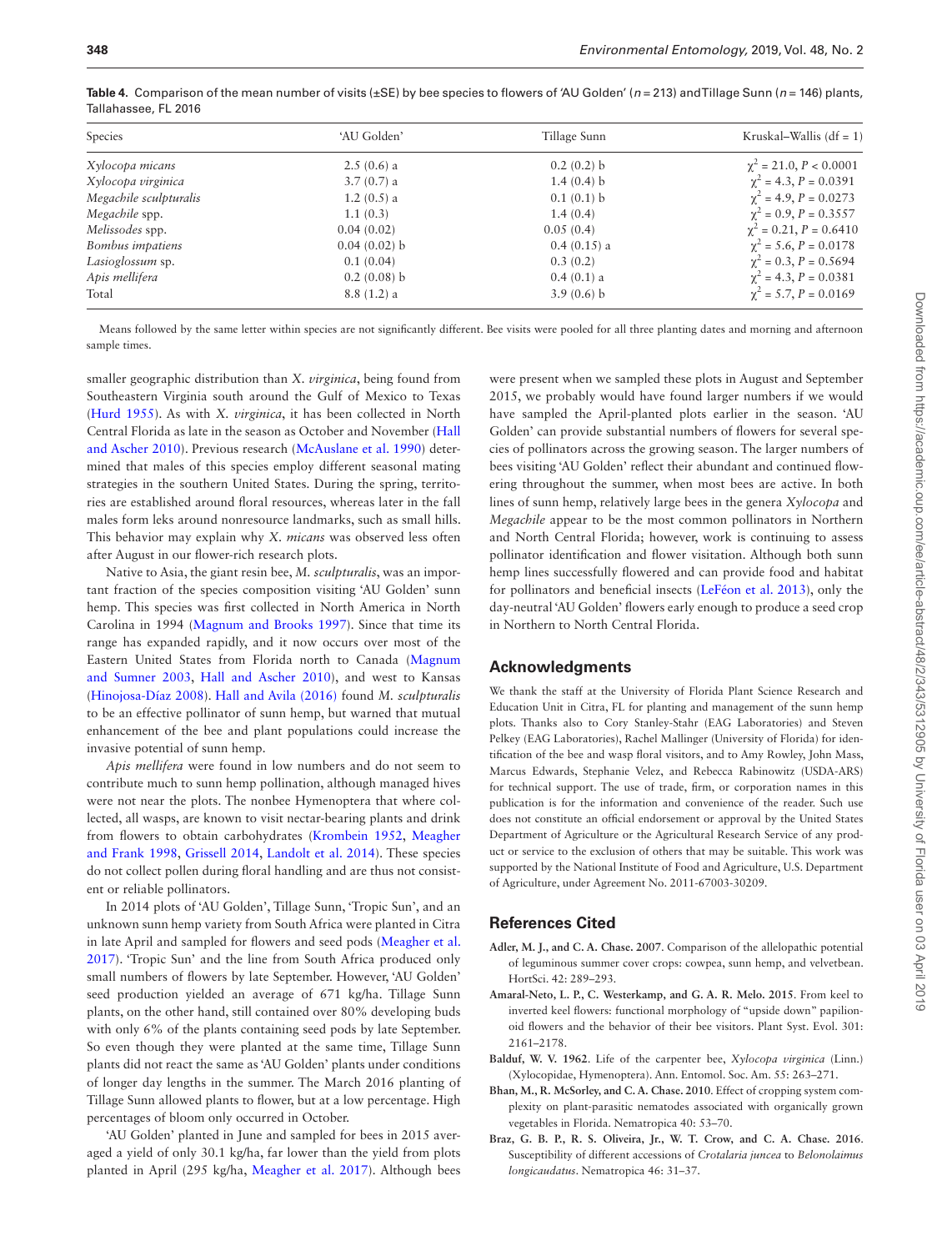**Table 4.** Comparison of the mean number of visits (±SE) by bee species to flowers of 'AU Golden' ($n$ = 213) and Tillage Sunn ($n$ = 146) plants, Tallahassee, FL 2016

| Species | 'AU Golden' | Tillage Sunn | Kruskal–Wallis (df = 1) |
|---|---|---|---|
| *Xylocopa micans* | 2.5 (0.6) a | 0.2 (0.2) b | $\chi^2$ = 21.0, $P$ < 0.0001 |
| *Xylocopa virginica* | 3.7 (0.7) a | 1.4 (0.4) b | $\chi^2$ = 4.3, $P$ = 0.0391 |
| *Megachile sculpturalis* | 1.2 (0.5) a | 0.1 (0.1) b | $\chi^2$ = 4.9, $P$ = 0.0273 |
| *Megachile* spp. | 1.1 (0.3) | 1.4 (0.4) | $\chi^2$ = 0.9, $P$ = 0.3557 |
| *Melissodes* spp. | 0.04 (0.02) | 0.05 (0.4) | $\chi^2$ = 0.21, $P$ = 0.6410 |
| *Bombus impatiens* | 0.04 (0.02) b | 0.4 (0.15) a | $\chi^2$ = 5.6, $P$ = 0.0178 |
| *Lasioglossum* sp. | 0.1 (0.04) | 0.3 (0.2) | $\chi^2$ = 0.3, $P$ = 0.5694 |
| *Apis mellifera* | 0.2 (0.08) b | 0.4 (0.1) a | $\chi^2$ = 4.3, $P$ = 0.0381 |
| Total | 8.8 (1.2) a | 3.9 (0.6) b | $\chi^2$ = 5.7, $P$ = 0.0169 |

Means followed by the same letter within species are not significantly different. Bee visits were pooled for all three planting dates and morning and afternoon sample times.

smaller geographic distribution than *X. virginica*, being found from Southeastern Virginia south around the Gulf of Mexico to Texas (Hurd 1955). As with *X. virginica*, it has been collected in North Central Florida as late in the season as October and November (Hall and Ascher 2010). Previous research (McAuslane et al. 1990) determined that males of this species employ different seasonal mating strategies in the southern United States. During the spring, territories are established around floral resources, whereas later in the fall males form leks around nonresource landmarks, such as small hills. This behavior may explain why *X. micans* was observed less often after August in our flower-rich research plots.

Native to Asia, the giant resin bee, *M. sculpturalis*, was an important fraction of the species composition visiting 'AU Golden' sunn hemp. This species was first collected in North America in North Carolina in 1994 (Magnum and Brooks 1997). Since that time its range has expanded rapidly, and it now occurs over most of the Eastern United States from Florida north to Canada (Magnum and Sumner 2003, Hall and Ascher 2010), and west to Kansas (Hinojosa-Díaz 2008). Hall and Avila (2016) found *M. sculpturalis* to be an effective pollinator of sunn hemp, but warned that mutual enhancement of the bee and plant populations could increase the invasive potential of sunn hemp.

*Apis mellifera* were found in low numbers and do not seem to contribute much to sunn hemp pollination, although managed hives were not near the plots. The nonbee Hymenoptera that where collected, all wasps, are known to visit nectar-bearing plants and drink from flowers to obtain carbohydrates (Krombein 1952, Meagher and Frank 1998, Grissell 2014, Landolt et al. 2014). These species do not collect pollen during floral handling and are thus not consistent or reliable pollinators.

In 2014 plots of 'AU Golden', Tillage Sunn, 'Tropic Sun', and an unknown sunn hemp variety from South Africa were planted in Citra in late April and sampled for flowers and seed pods (Meagher et al. 2017). 'Tropic Sun' and the line from South Africa produced only small numbers of flowers by late September. However, 'AU Golden' seed production yielded an average of 671 kg/ha. Tillage Sunn plants, on the other hand, still contained over 80% developing buds with only 6% of the plants containing seed pods by late September. So even though they were planted at the same time, Tillage Sunn plants did not react the same as 'AU Golden' plants under conditions of longer day lengths in the summer. The March 2016 planting of Tillage Sunn allowed plants to flower, but at a low percentage. High percentages of bloom only occurred in October.

'AU Golden' planted in June and sampled for bees in 2015 averaged a yield of only 30.1 kg/ha, far lower than the yield from plots planted in April (295 kg/ha, Meagher et al. 2017). Although bees were present when we sampled these plots in August and September 2015, we probably would have found larger numbers if we would have sampled the April-planted plots earlier in the season. 'AU Golden' can provide substantial numbers of flowers for several species of pollinators across the growing season. The larger numbers of bees visiting 'AU Golden' reflect their abundant and continued flowering throughout the summer, when most bees are active. In both lines of sunn hemp, relatively large bees in the genera *Xylocopa* and *Megachile* appear to be the most common pollinators in Northern and North Central Florida; however, work is continuing to assess pollinator identification and flower visitation. Although both sunn hemp lines successfully flowered and can provide food and habitat for pollinators and beneficial insects (LeFéon et al. 2013), only the day-neutral 'AU Golden' flowers early enough to produce a seed crop in Northern to North Central Florida.

## Acknowledgments

We thank the staff at the University of Florida Plant Science Research and Education Unit in Citra, FL for planting and management of the sunn hemp plots. Thanks also to Cory Stanley-Stahr (EAG Laboratories) and Steven Pelkey (EAG Laboratories), Rachel Mallinger (University of Florida) for identification of the bee and wasp floral visitors, and to Amy Rowley, John Mass, Marcus Edwards, Stephanie Velez, and Rebecca Rabinowitz (USDA-ARS) for technical support. The use of trade, firm, or corporation names in this publication is for the information and convenience of the reader. Such use does not constitute an official endorsement or approval by the United States Department of Agriculture or the Agricultural Research Service of any product or service to the exclusion of others that may be suitable. This work was supported by the National Institute of Food and Agriculture, U.S. Department of Agriculture, under Agreement No. 2011-67003-30209.

## References Cited

**Adler, M. J., and C. A. Chase. 2007**. Comparison of the allelopathic potential of leguminous summer cover crops: cowpea, sunn hemp, and velvetbean. HortSci. 42: 289–293.

**Amaral-Neto, L. P., C. Westerkamp, and G. A. R. Melo. 2015**. From keel to inverted keel flowers: functional morphology of "upside down" papilionoid flowers and the behavior of their bee visitors. Plant Syst. Evol. 301: 2161–2178.

**Balduf, W. V. 1962**. Life of the carpenter bee, *Xylocopa virginica* (Linn.) (Xylocopidae, Hymenoptera). Ann. Entomol. Soc. Am. 55: 263–271.

**Bhan, M., R. McSorley, and C. A. Chase. 2010**. Effect of cropping system complexity on plant-parasitic nematodes associated with organically grown vegetables in Florida. Nematropica 40: 53–70.

**Braz, G. B. P., R. S. Oliveira, Jr., W. T. Crow, and C. A. Chase. 2016**. Susceptibility of different accessions of *Crotalaria juncea* to *Belonolaimus longicaudatus*. Nematropica 46: 31–37.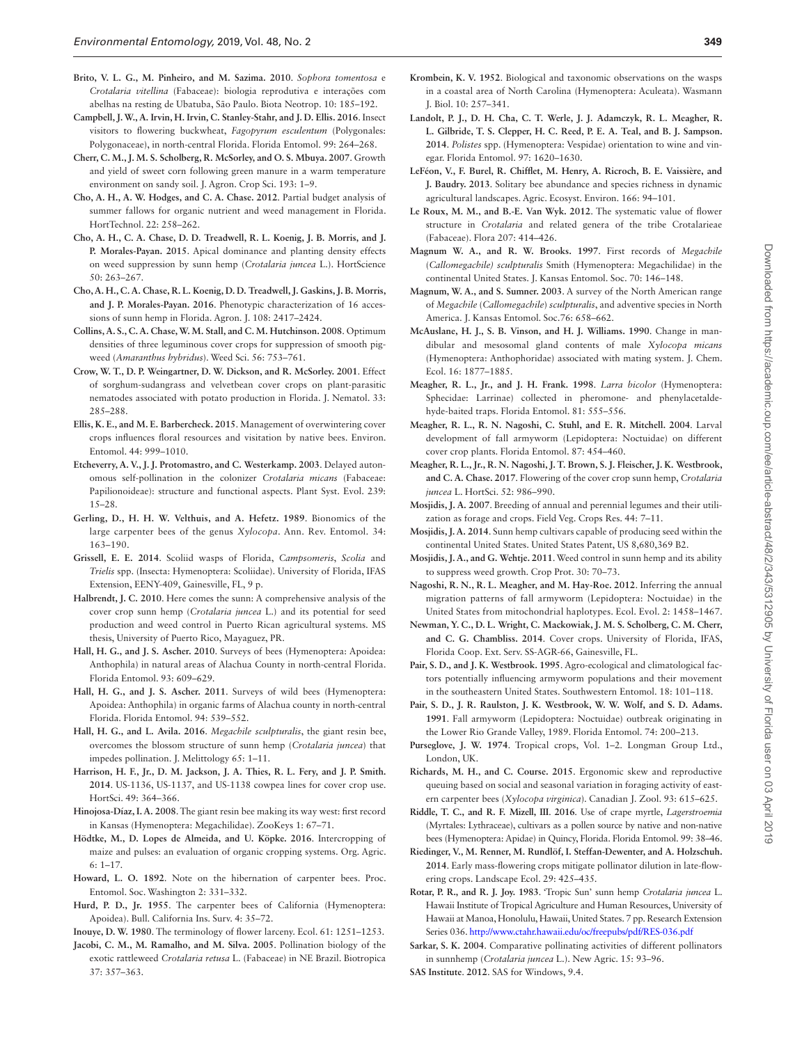**Brito, V. L. G., M. Pinheiro, and M. Sazima. 2010**. *Sophora tomentosa* e *Crotalaria vitellina* (Fabaceae): biologia reprodutiva e interações com abelhas na resting de Ubatuba, São Paulo. Biota Neotrop. 10: 185–192.

**Campbell, J. W., A. Irvin, H. Irvin, C. Stanley-Stahr, and J. D. Ellis. 2016**. Insect visitors to flowering buckwheat, *Fagopyrum esculentum* (Polygonales: Polygonaceae), in north-central Florida. Florida Entomol. 99: 264–268.

**Cherr, C. M., J. M. S. Scholberg, R. McSorley, and O. S. Mbuya. 2007**. Growth and yield of sweet corn following green manure in a warm temperature environment on sandy soil. J. Agron. Crop Sci. 193: 1–9.

**Cho, A. H., A. W. Hodges, and C. A. Chase. 2012**. Partial budget analysis of summer fallows for organic nutrient and weed management in Florida. HortTechnol. 22: 258–262.

**Cho, A. H., C. A. Chase, D. D. Treadwell, R. L. Koenig, J. B. Morris, and J. P. Morales-Payan. 2015**. Apical dominance and planting density effects on weed suppression by sunn hemp (*Crotalaria juncea* L.). HortScience 50: 263–267.

**Cho, A. H., C. A. Chase, R. L. Koenig, D. D. Treadwell, J. Gaskins, J. B. Morris, and J. P. Morales-Payan. 2016**. Phenotypic characterization of 16 accessions of sunn hemp in Florida. Agron. J. 108: 2417–2424.

**Collins, A. S., C. A. Chase, W. M. Stall, and C. M. Hutchinson. 2008**. Optimum densities of three leguminous cover crops for suppression of smooth pigweed (*Amaranthus hybridus*). Weed Sci. 56: 753–761.

**Crow, W. T., D. P. Weingartner, D. W. Dickson, and R. McSorley. 2001**. Effect of sorghum-sudangrass and velvetbean cover crops on plant-parasitic nematodes associated with potato production in Florida. J. Nematol. 33: 285–288.

**Ellis, K. E., and M. E. Barbercheck. 2015**. Management of overwintering cover crops influences floral resources and visitation by native bees. Environ. Entomol. 44: 999–1010.

**Etcheverry, A. V., J. J. Protomastro, and C. Westerkamp. 2003**. Delayed autonomous self-pollination in the colonizer *Crotalaria micans* (Fabaceae: Papilionoideae): structure and functional aspects. Plant Syst. Evol. 239: 15–28.

**Gerling, D., H. H. W. Velthuis, and A. Hefetz. 1989**. Bionomics of the large carpenter bees of the genus *Xylocopa*. Ann. Rev. Entomol. 34: 163–190.

**Grissell, E. E. 2014**. Scoliid wasps of Florida, *Campsomeris*, *Scolia* and *Trielis* spp. (Insecta: Hymenoptera: Scoliidae). University of Florida, IFAS Extension, EENY-409, Gainesville, FL, 9 p.

**Halbrendt, J. C. 2010**. Here comes the sunn: A comprehensive analysis of the cover crop sunn hemp (*Crotalaria juncea* L.) and its potential for seed production and weed control in Puerto Rican agricultural systems. MS thesis, University of Puerto Rico, Mayaguez, PR.

**Hall, H. G., and J. S. Ascher. 2010**. Surveys of bees (Hymenoptera: Apoidea: Anthophila) in natural areas of Alachua County in north-central Florida. Florida Entomol. 93: 609–629.

**Hall, H. G., and J. S. Ascher. 2011**. Surveys of wild bees (Hymenoptera: Apoidea: Anthophila) in organic farms of Alachua county in north-central Florida. Florida Entomol. 94: 539–552.

**Hall, H. G., and L. Avila. 2016**. *Megachile sculpturalis*, the giant resin bee, overcomes the blossom structure of sunn hemp (*Crotalaria juncea*) that impedes pollination. J. Melittology 65: 1–11.

**Harrison, H. F., Jr., D. M. Jackson, J. A. Thies, R. L. Fery, and J. P. Smith. 2014**. US-1136, US-1137, and US-1138 cowpea lines for cover crop use. HortSci. 49: 364–366.

**Hinojosa-Díaz, I. A. 2008**. The giant resin bee making its way west: first record in Kansas (Hymenoptera: Megachilidae). ZooKeys 1: 67–71.

**Hödtke, M., D. Lopes de Almeida, and U. Köpke. 2016**. Intercropping of maize and pulses: an evaluation of organic cropping systems. Org. Agric. 6: 1–17.

**Howard, L. O. 1892**. Note on the hibernation of carpenter bees. Proc. Entomol. Soc. Washington 2: 331–332.

**Hurd, P. D., Jr. 1955**. The carpenter bees of California (Hymenoptera: Apoidea). Bull. California Ins. Surv. 4: 35–72.

**Inouye, D. W. 1980**. The terminology of flower larceny. Ecol. 61: 1251–1253.

**Jacobi, C. M., M. Ramalho, and M. Silva. 2005**. Pollination biology of the exotic rattleweed *Crotalaria retusa* L. (Fabaceae) in NE Brazil. Biotropica 37: 357–363.

**Krombein, K. V. 1952**. Biological and taxonomic observations on the wasps in a coastal area of North Carolina (Hymenoptera: Aculeata). Wasmann J. Biol. 10: 257–341.

**Landolt, P. J., D. H. Cha, C. T. Werle, J. J. Adamczyk, R. L. Meagher, R. L. Gilbride, T. S. Clepper, H. C. Reed, P. E. A. Teal, and B. J. Sampson. 2014**. *Polistes* spp. (Hymenoptera: Vespidae) orientation to wine and vinegar. Florida Entomol. 97: 1620–1630.

**LeFéon, V., F. Burel, R. Chifflet, M. Henry, A. Ricroch, B. E. Vaissière, and J. Baudry. 2013**. Solitary bee abundance and species richness in dynamic agricultural landscapes. Agric. Ecosyst. Environ. 166: 94–101.

**Le Roux, M. M., and B.-E. Van Wyk. 2012**. The systematic value of flower structure in *Crotalaria* and related genera of the tribe Crotalarieae (Fabaceae). Flora 207: 414–426.

**Magnum W. A., and R. W. Brooks. 1997**. First records of *Megachile* (*Callomegachile) sculpturalis* Smith (Hymenoptera: Megachilidae) in the continental United States. J. Kansas Entomol. Soc. 70: 146–148.

**Magnum, W. A., and S. Sumner. 2003**. A survey of the North American range of *Megachile* (*Callomegachile*) *sculpturalis*, and adventive species in North America. J. Kansas Entomol. Soc.76: 658–662.

**McAuslane, H. J., S. B. Vinson, and H. J. Williams. 1990**. Change in mandibular and mesosomal gland contents of male *Xylocopa micans* (Hymenoptera: Anthophoridae) associated with mating system. J. Chem. Ecol. 16: 1877–1885.

**Meagher, R. L., Jr., and J. H. Frank. 1998**. *Larra bicolor* (Hymenoptera: Sphecidae: Larrinae) collected in pheromone- and phenylacetaldehyde-baited traps. Florida Entomol. 81: 555–556.

**Meagher, R. L., R. N. Nagoshi, C. Stuhl, and E. R. Mitchell. 2004**. Larval development of fall armyworm (Lepidoptera: Noctuidae) on different cover crop plants. Florida Entomol. 87: 454–460.

**Meagher, R. L., Jr., R. N. Nagoshi, J. T. Brown, S. J. Fleischer, J. K. Westbrook, and C. A. Chase. 2017**. Flowering of the cover crop sunn hemp, *Crotalaria juncea* L. HortSci. 52: 986–990.

**Mosjidis, J. A. 2007**. Breeding of annual and perennial legumes and their utilization as forage and crops. Field Veg. Crops Res. 44: 7–11.

**Mosjidis, J. A. 2014**. Sunn hemp cultivars capable of producing seed within the continental United States. United States Patent, US 8,680,369 B2.

**Mosjidis, J. A., and G. Wehtje. 2011**. Weed control in sunn hemp and its ability to suppress weed growth. Crop Prot. 30: 70–73.

**Nagoshi, R. N., R. L. Meagher, and M. Hay-Roe. 2012**. Inferring the annual migration patterns of fall armyworm (Lepidoptera: Noctuidae) in the United States from mitochondrial haplotypes. Ecol. Evol. 2: 1458–1467.

**Newman, Y. C., D. L. Wright, C. Mackowiak, J. M. S. Scholberg, C. M. Cherr, and C. G. Chambliss. 2014**. Cover crops. University of Florida, IFAS, Florida Coop. Ext. Serv. SS-AGR-66, Gainesville, FL.

**Pair, S. D., and J. K. Westbrook. 1995**. Agro-ecological and climatological factors potentially influencing armyworm populations and their movement in the southeastern United States. Southwestern Entomol. 18: 101–118.

**Pair, S. D., J. R. Raulston, J. K. Westbrook, W. W. Wolf, and S. D. Adams. 1991**. Fall armyworm (Lepidoptera: Noctuidae) outbreak originating in the Lower Rio Grande Valley, 1989. Florida Entomol. 74: 200–213.

**Purseglove, J. W. 1974**. Tropical crops, Vol. 1–2. Longman Group Ltd., London, UK.

**Richards, M. H., and C. Course. 2015**. Ergonomic skew and reproductive queuing based on social and seasonal variation in foraging activity of eastern carpenter bees (*Xylocopa virginica*). Canadian J. Zool. 93: 615–625.

**Riddle, T. C., and R. F. Mizell, III. 2016**. Use of crape myrtle, *Lagerstroemia* (Myrtales: Lythraceae), cultivars as a pollen source by native and non-native bees (Hymenoptera: Apidae) in Quincy, Florida. Florida Entomol. 99: 38–46.

**Riedinger, V., M. Renner, M. Rundlöf, I. Steffan-Dewenter, and A. Holzschuh. 2014**. Early mass-flowering crops mitigate pollinator dilution in late-flowering crops. Landscape Ecol. 29: 425–435.

**Rotar, P. R., and R. J. Joy. 1983**. 'Tropic Sun' sunn hemp *Crotalaria juncea* L. Hawaii Institute of Tropical Agriculture and Human Resources, University of Hawaii at Manoa, Honolulu, Hawaii, United States. 7 pp. Research Extension Series 036. http://www.ctahr.hawaii.edu/oc/freepubs/pdf/RES-036.pdf

**Sarkar, S. K. 2004**. Comparative pollinating activities of different pollinators in sunnhemp (*Crotalaria juncea* L.). New Agric. 15: 93–96.

**SAS Institute. 2012**. SAS for Windows, 9.4.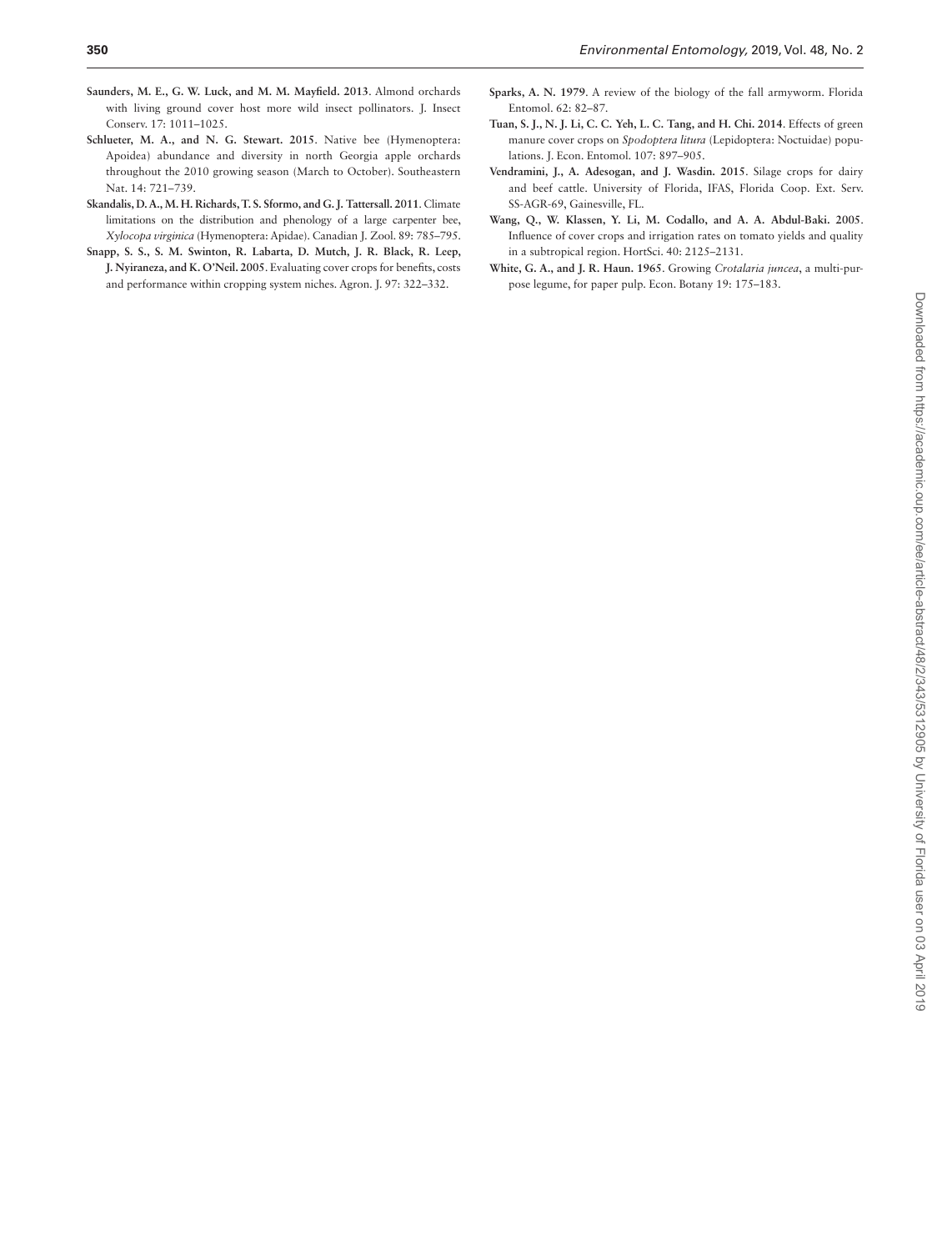**Saunders, M. E., G. W. Luck, and M. M. Mayfield. 2013**. Almond orchards with living ground cover host more wild insect pollinators. J. Insect Conserv. 17: 1011–1025.

**Schlueter, M. A., and N. G. Stewart. 2015**. Native bee (Hymenoptera: Apoidea) abundance and diversity in north Georgia apple orchards throughout the 2010 growing season (March to October). Southeastern Nat. 14: 721–739.

**Skandalis, D. A., M. H. Richards, T. S. Sformo, and G. J. Tattersall. 2011**. Climate limitations on the distribution and phenology of a large carpenter bee, *Xylocopa virginica* (Hymenoptera: Apidae). Canadian J. Zool. 89: 785–795.

**Snapp, S. S., S. M. Swinton, R. Labarta, D. Mutch, J. R. Black, R. Leep, J. Nyiraneza, and K. O'Neil. 2005**. Evaluating cover crops for benefits, costs and performance within cropping system niches. Agron. J. 97: 322–332.

**Sparks, A. N. 1979**. A review of the biology of the fall armyworm. Florida Entomol. 62: 82–87.

**Tuan, S. J., N. J. Li, C. C. Yeh, L. C. Tang, and H. Chi. 2014**. Effects of green manure cover crops on *Spodoptera litura* (Lepidoptera: Noctuidae) populations. J. Econ. Entomol. 107: 897–905.

**Vendramini, J., A. Adesogan, and J. Wasdin. 2015**. Silage crops for dairy and beef cattle. University of Florida, IFAS, Florida Coop. Ext. Serv. SS-AGR-69, Gainesville, FL.

**Wang, Q., W. Klassen, Y. Li, M. Codallo, and A. A. Abdul-Baki. 2005**. Influence of cover crops and irrigation rates on tomato yields and quality in a subtropical region. HortSci. 40: 2125–2131.

**White, G. A., and J. R. Haun. 1965**. Growing *Crotalaria juncea*, a multi-purpose legume, for paper pulp. Econ. Botany 19: 175–183.